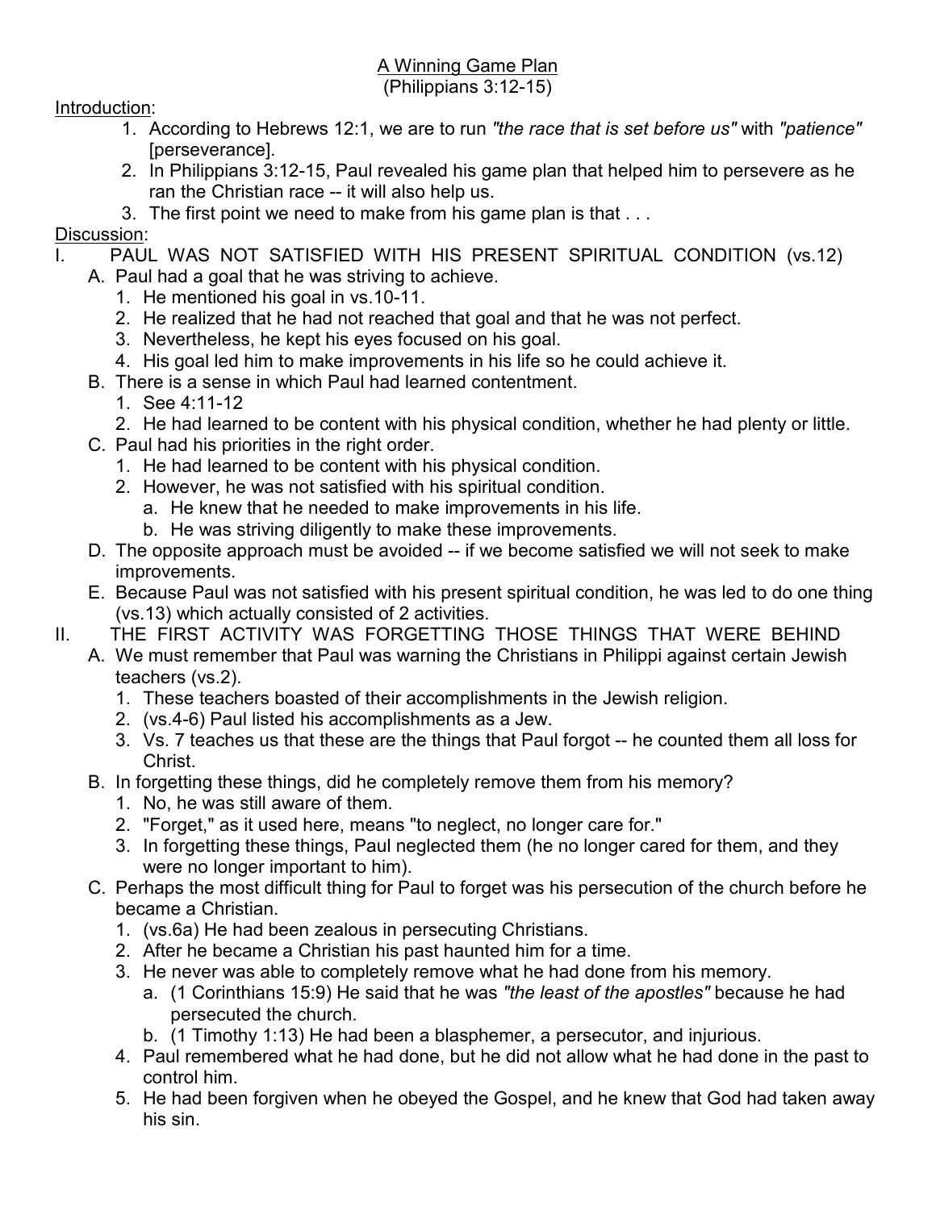# A Winning Game Plan

(Philippians 3:12-15)

Introduction:

1. According to Hebrews 12:1, we are to run *"the race that is set before us"* with *"patience"* [perseverance].
2. In Philippians 3:12-15, Paul revealed his game plan that helped him to persevere as he ran the Christian race -- it will also help us.
3. The first point we need to make from his game plan is that . . .

Discussion:

I. PAUL WAS NOT SATISFIED WITH HIS PRESENT SPIRITUAL CONDITION (vs.12)
   A. Paul had a goal that he was striving to achieve.
      1. He mentioned his goal in vs.10-11.
      2. He realized that he had not reached that goal and that he was not perfect.
      3. Nevertheless, he kept his eyes focused on his goal.
      4. His goal led him to make improvements in his life so he could achieve it.
   B. There is a sense in which Paul had learned contentment.
      1. See 4:11-12
      2. He had learned to be content with his physical condition, whether he had plenty or little.
   C. Paul had his priorities in the right order.
      1. He had learned to be content with his physical condition.
      2. However, he was not satisfied with his spiritual condition.
         a. He knew that he needed to make improvements in his life.
         b. He was striving diligently to make these improvements.
   D. The opposite approach must be avoided -- if we become satisfied we will not seek to make improvements.
   E. Because Paul was not satisfied with his present spiritual condition, he was led to do one thing (vs.13) which actually consisted of 2 activities.

II. THE FIRST ACTIVITY WAS FORGETTING THOSE THINGS THAT WERE BEHIND
   A. We must remember that Paul was warning the Christians in Philippi against certain Jewish teachers (vs.2).
      1. These teachers boasted of their accomplishments in the Jewish religion.
      2. (vs.4-6) Paul listed his accomplishments as a Jew.
      3. Vs. 7 teaches us that these are the things that Paul forgot -- he counted them all loss for Christ.
   B. In forgetting these things, did he completely remove them from his memory?
      1. No, he was still aware of them.
      2. "Forget," as it used here, means "to neglect, no longer care for."
      3. In forgetting these things, Paul neglected them (he no longer cared for them, and they were no longer important to him).
   C. Perhaps the most difficult thing for Paul to forget was his persecution of the church before he became a Christian.
      1. (vs.6a) He had been zealous in persecuting Christians.
      2. After he became a Christian his past haunted him for a time.
      3. He never was able to completely remove what he had done from his memory.
         a. (1 Corinthians 15:9) He said that he was *"the least of the apostles"* because he had persecuted the church.
         b. (1 Timothy 1:13) He had been a blasphemer, a persecutor, and injurious.
      4. Paul remembered what he had done, but he did not allow what he had done in the past to control him.
      5. He had been forgiven when he obeyed the Gospel, and he knew that God had taken away his sin.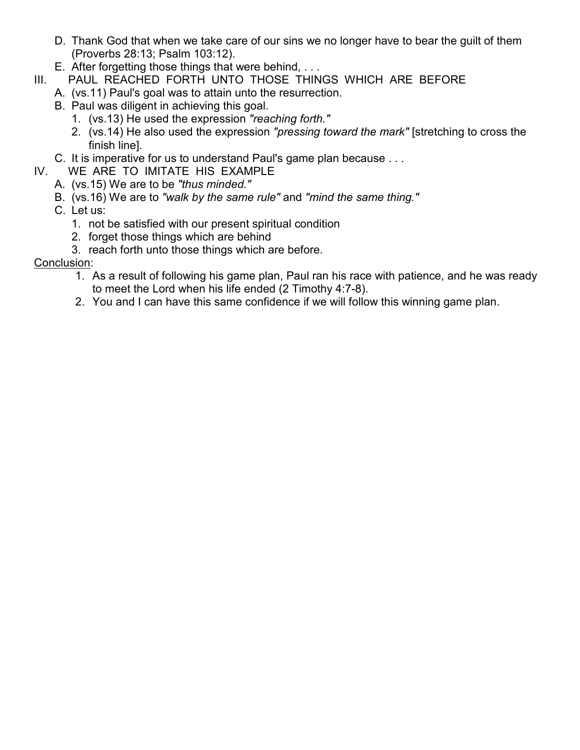D. Thank God that when we take care of our sins we no longer have to bear the guilt of them (Proverbs 28:13; Psalm 103:12).

E. After forgetting those things that were behind, . . .

III. PAUL REACHED FORTH UNTO THOSE THINGS WHICH ARE BEFORE

A. (vs.11) Paul's goal was to attain unto the resurrection.

B. Paul was diligent in achieving this goal.

1. (vs.13) He used the expression *"reaching forth."*
2. (vs.14) He also used the expression *"pressing toward the mark"* [stretching to cross the finish line].

C. It is imperative for us to understand Paul's game plan because . . .

IV. WE ARE TO IMITATE HIS EXAMPLE

A. (vs.15) We are to be *"thus minded."*

B. (vs.16) We are to *"walk by the same rule"* and *"mind the same thing."*

C. Let us:

1. not be satisfied with our present spiritual condition
2. forget those things which are behind
3. reach forth unto those things which are before.

<u>Conclusion</u>:

1. As a result of following his game plan, Paul ran his race with patience, and he was ready to meet the Lord when his life ended (2 Timothy 4:7-8).
2. You and I can have this same confidence if we will follow this winning game plan.